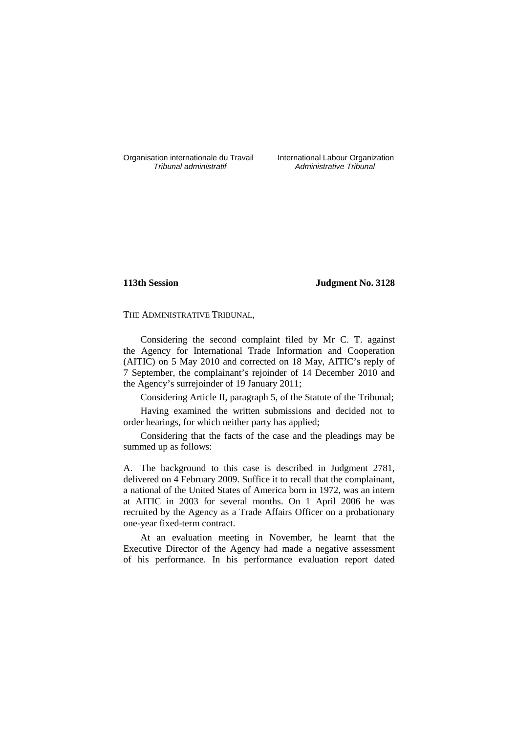Organisation internationale du Travail
*Tribunal administratif*

International Labour Organization
*Administrative Tribunal*

**113th Session**

**Judgment No. 3128**

THE ADMINISTRATIVE TRIBUNAL,

Considering the second complaint filed by Mr C. T. against the Agency for International Trade Information and Cooperation (AITIC) on 5 May 2010 and corrected on 18 May, AITIC's reply of 7 September, the complainant's rejoinder of 14 December 2010 and the Agency's surrejoinder of 19 January 2011;

Considering Article II, paragraph 5, of the Statute of the Tribunal;

Having examined the written submissions and decided not to order hearings, for which neither party has applied;

Considering that the facts of the case and the pleadings may be summed up as follows:

A. The background to this case is described in Judgment 2781, delivered on 4 February 2009. Suffice it to recall that the complainant, a national of the United States of America born in 1972, was an intern at AITIC in 2003 for several months. On 1 April 2006 he was recruited by the Agency as a Trade Affairs Officer on a probationary one-year fixed-term contract.

At an evaluation meeting in November, he learnt that the Executive Director of the Agency had made a negative assessment of his performance. In his performance evaluation report dated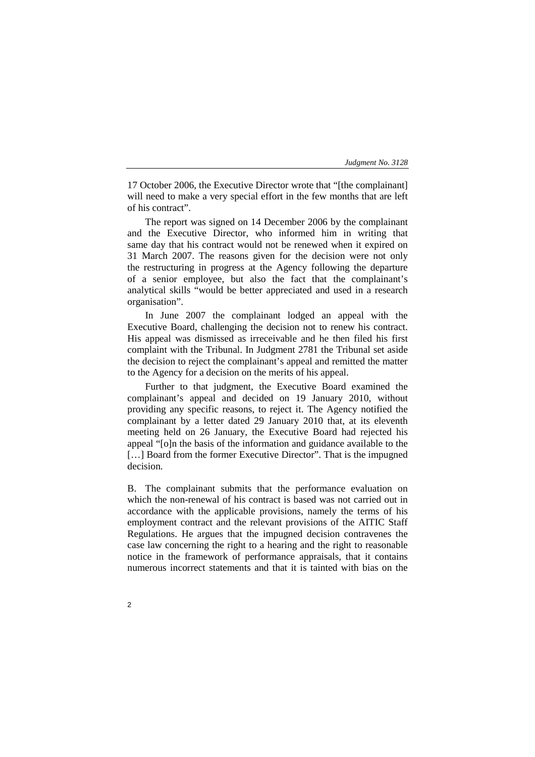17 October 2006, the Executive Director wrote that "[the complainant] will need to make a very special effort in the few months that are left of his contract".

The report was signed on 14 December 2006 by the complainant and the Executive Director, who informed him in writing that same day that his contract would not be renewed when it expired on 31 March 2007. The reasons given for the decision were not only the restructuring in progress at the Agency following the departure of a senior employee, but also the fact that the complainant's analytical skills "would be better appreciated and used in a research organisation".

In June 2007 the complainant lodged an appeal with the Executive Board, challenging the decision not to renew his contract. His appeal was dismissed as irreceivable and he then filed his first complaint with the Tribunal. In Judgment 2781 the Tribunal set aside the decision to reject the complainant's appeal and remitted the matter to the Agency for a decision on the merits of his appeal.

Further to that judgment, the Executive Board examined the complainant's appeal and decided on 19 January 2010, without providing any specific reasons, to reject it. The Agency notified the complainant by a letter dated 29 January 2010 that, at its eleventh meeting held on 26 January, the Executive Board had rejected his appeal "[o]n the basis of the information and guidance available to the […] Board from the former Executive Director". That is the impugned decision.

B. The complainant submits that the performance evaluation on which the non-renewal of his contract is based was not carried out in accordance with the applicable provisions, namely the terms of his employment contract and the relevant provisions of the AITIC Staff Regulations. He argues that the impugned decision contravenes the case law concerning the right to a hearing and the right to reasonable notice in the framework of performance appraisals, that it contains numerous incorrect statements and that it is tainted with bias on the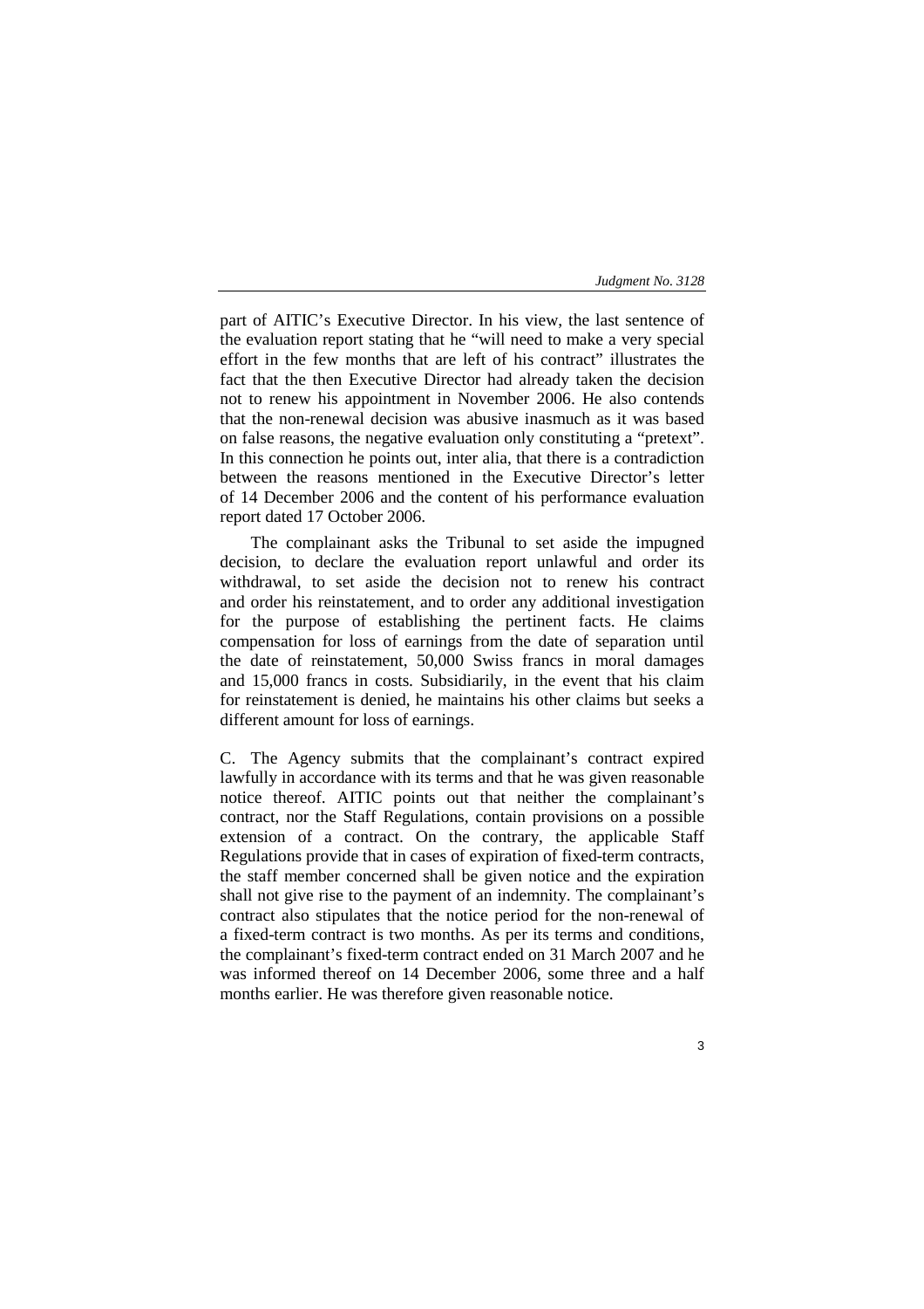part of AITIC's Executive Director. In his view, the last sentence of the evaluation report stating that he "will need to make a very special effort in the few months that are left of his contract" illustrates the fact that the then Executive Director had already taken the decision not to renew his appointment in November 2006. He also contends that the non-renewal decision was abusive inasmuch as it was based on false reasons, the negative evaluation only constituting a "pretext". In this connection he points out, inter alia, that there is a contradiction between the reasons mentioned in the Executive Director's letter of 14 December 2006 and the content of his performance evaluation report dated 17 October 2006.

The complainant asks the Tribunal to set aside the impugned decision, to declare the evaluation report unlawful and order its withdrawal, to set aside the decision not to renew his contract and order his reinstatement, and to order any additional investigation for the purpose of establishing the pertinent facts. He claims compensation for loss of earnings from the date of separation until the date of reinstatement, 50,000 Swiss francs in moral damages and 15,000 francs in costs. Subsidiarily, in the event that his claim for reinstatement is denied, he maintains his other claims but seeks a different amount for loss of earnings.

C. The Agency submits that the complainant's contract expired lawfully in accordance with its terms and that he was given reasonable notice thereof. AITIC points out that neither the complainant's contract, nor the Staff Regulations, contain provisions on a possible extension of a contract. On the contrary, the applicable Staff Regulations provide that in cases of expiration of fixed-term contracts, the staff member concerned shall be given notice and the expiration shall not give rise to the payment of an indemnity. The complainant's contract also stipulates that the notice period for the non-renewal of a fixed-term contract is two months. As per its terms and conditions, the complainant's fixed-term contract ended on 31 March 2007 and he was informed thereof on 14 December 2006, some three and a half months earlier. He was therefore given reasonable notice.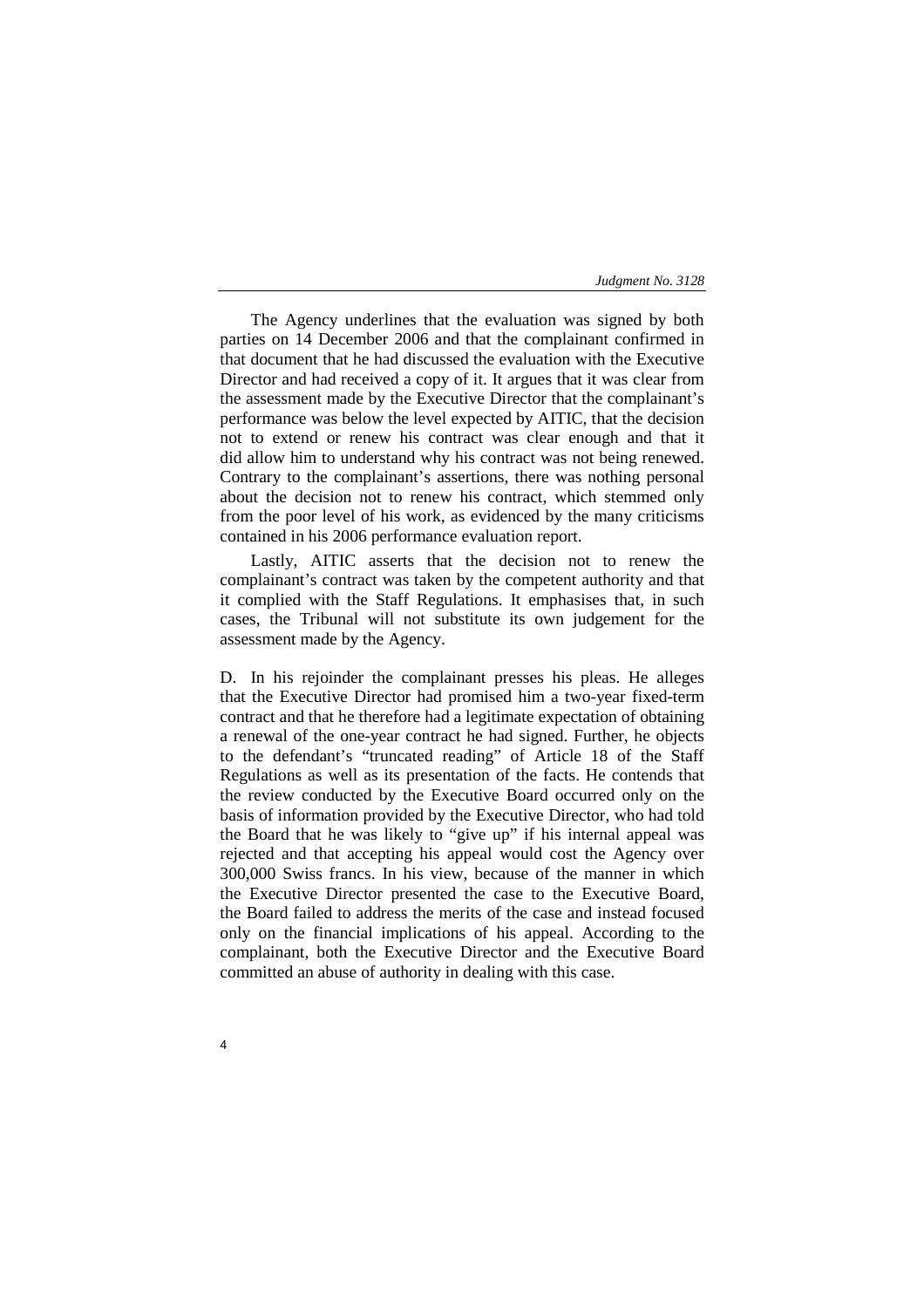The Agency underlines that the evaluation was signed by both parties on 14 December 2006 and that the complainant confirmed in that document that he had discussed the evaluation with the Executive Director and had received a copy of it. It argues that it was clear from the assessment made by the Executive Director that the complainant's performance was below the level expected by AITIC, that the decision not to extend or renew his contract was clear enough and that it did allow him to understand why his contract was not being renewed. Contrary to the complainant's assertions, there was nothing personal about the decision not to renew his contract, which stemmed only from the poor level of his work, as evidenced by the many criticisms contained in his 2006 performance evaluation report.

Lastly, AITIC asserts that the decision not to renew the complainant's contract was taken by the competent authority and that it complied with the Staff Regulations. It emphasises that, in such cases, the Tribunal will not substitute its own judgement for the assessment made by the Agency.

D. In his rejoinder the complainant presses his pleas. He alleges that the Executive Director had promised him a two-year fixed-term contract and that he therefore had a legitimate expectation of obtaining a renewal of the one-year contract he had signed. Further, he objects to the defendant's "truncated reading" of Article 18 of the Staff Regulations as well as its presentation of the facts. He contends that the review conducted by the Executive Board occurred only on the basis of information provided by the Executive Director, who had told the Board that he was likely to "give up" if his internal appeal was rejected and that accepting his appeal would cost the Agency over 300,000 Swiss francs. In his view, because of the manner in which the Executive Director presented the case to the Executive Board, the Board failed to address the merits of the case and instead focused only on the financial implications of his appeal. According to the complainant, both the Executive Director and the Executive Board committed an abuse of authority in dealing with this case.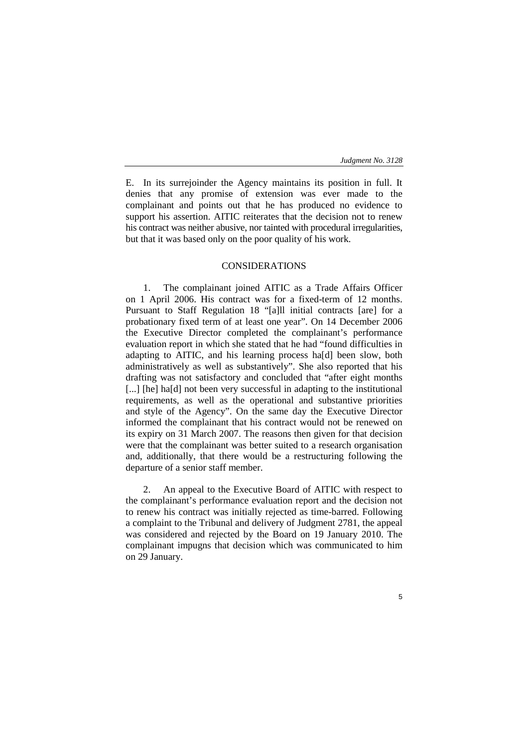E. In its surrejoinder the Agency maintains its position in full. It denies that any promise of extension was ever made to the complainant and points out that he has produced no evidence to support his assertion. AITIC reiterates that the decision not to renew his contract was neither abusive, nor tainted with procedural irregularities, but that it was based only on the poor quality of his work.

## CONSIDERATIONS

1. The complainant joined AITIC as a Trade Affairs Officer on 1 April 2006. His contract was for a fixed-term of 12 months. Pursuant to Staff Regulation 18 "[a]ll initial contracts [are] for a probationary fixed term of at least one year". On 14 December 2006 the Executive Director completed the complainant's performance evaluation report in which she stated that he had "found difficulties in adapting to AITIC, and his learning process ha[d] been slow, both administratively as well as substantively". She also reported that his drafting was not satisfactory and concluded that "after eight months [...] [he] ha[d] not been very successful in adapting to the institutional requirements, as well as the operational and substantive priorities and style of the Agency". On the same day the Executive Director informed the complainant that his contract would not be renewed on its expiry on 31 March 2007. The reasons then given for that decision were that the complainant was better suited to a research organisation and, additionally, that there would be a restructuring following the departure of a senior staff member.

2. An appeal to the Executive Board of AITIC with respect to the complainant's performance evaluation report and the decision not to renew his contract was initially rejected as time-barred. Following a complaint to the Tribunal and delivery of Judgment 2781, the appeal was considered and rejected by the Board on 19 January 2010. The complainant impugns that decision which was communicated to him on 29 January.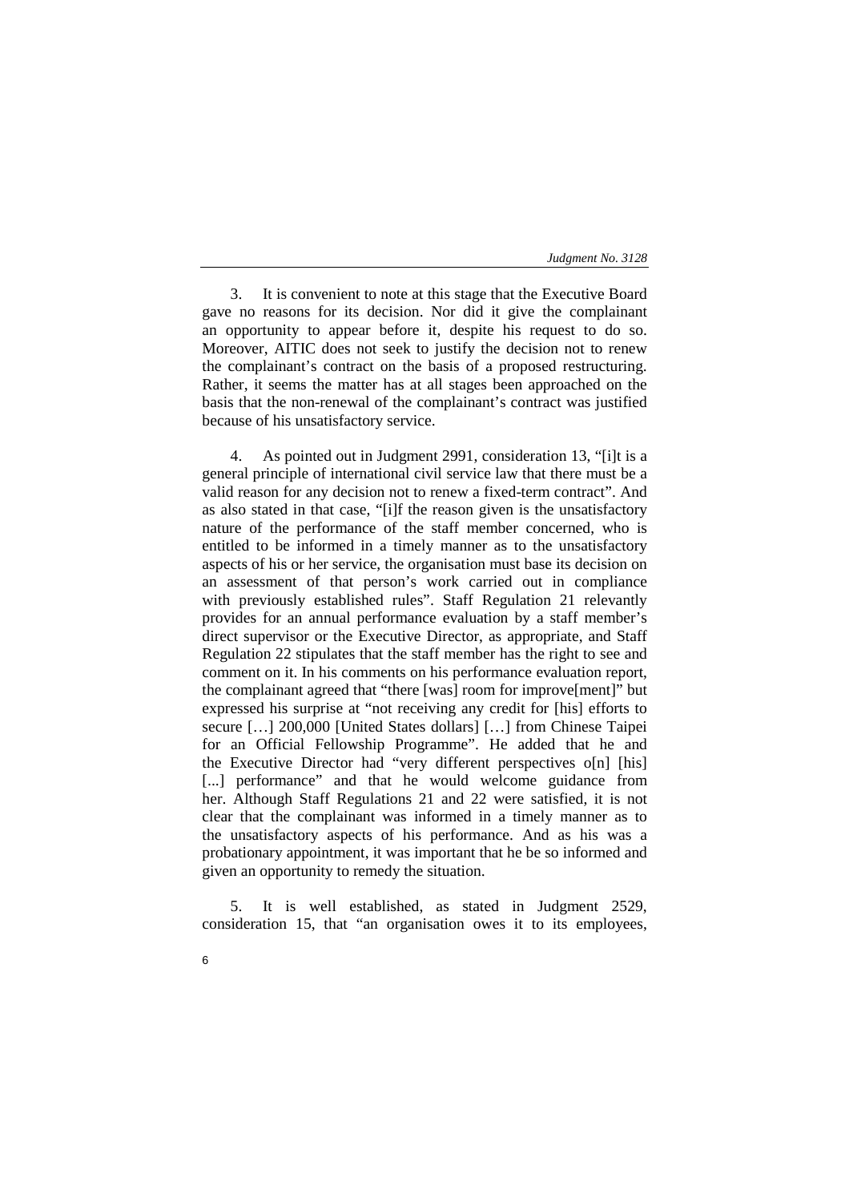3. It is convenient to note at this stage that the Executive Board gave no reasons for its decision. Nor did it give the complainant an opportunity to appear before it, despite his request to do so. Moreover, AITIC does not seek to justify the decision not to renew the complainant's contract on the basis of a proposed restructuring. Rather, it seems the matter has at all stages been approached on the basis that the non-renewal of the complainant's contract was justified because of his unsatisfactory service.

4. As pointed out in Judgment 2991, consideration 13, "[i]t is a general principle of international civil service law that there must be a valid reason for any decision not to renew a fixed-term contract". And as also stated in that case, "[i]f the reason given is the unsatisfactory nature of the performance of the staff member concerned, who is entitled to be informed in a timely manner as to the unsatisfactory aspects of his or her service, the organisation must base its decision on an assessment of that person's work carried out in compliance with previously established rules". Staff Regulation 21 relevantly provides for an annual performance evaluation by a staff member's direct supervisor or the Executive Director, as appropriate, and Staff Regulation 22 stipulates that the staff member has the right to see and comment on it. In his comments on his performance evaluation report, the complainant agreed that "there [was] room for improve[ment]" but expressed his surprise at "not receiving any credit for [his] efforts to secure […] 200,000 [United States dollars] […] from Chinese Taipei for an Official Fellowship Programme". He added that he and the Executive Director had "very different perspectives o[n] [his] [...] performance" and that he would welcome guidance from her. Although Staff Regulations 21 and 22 were satisfied, it is not clear that the complainant was informed in a timely manner as to the unsatisfactory aspects of his performance. And as his was a probationary appointment, it was important that he be so informed and given an opportunity to remedy the situation.

5. It is well established, as stated in Judgment 2529, consideration 15, that "an organisation owes it to its employees,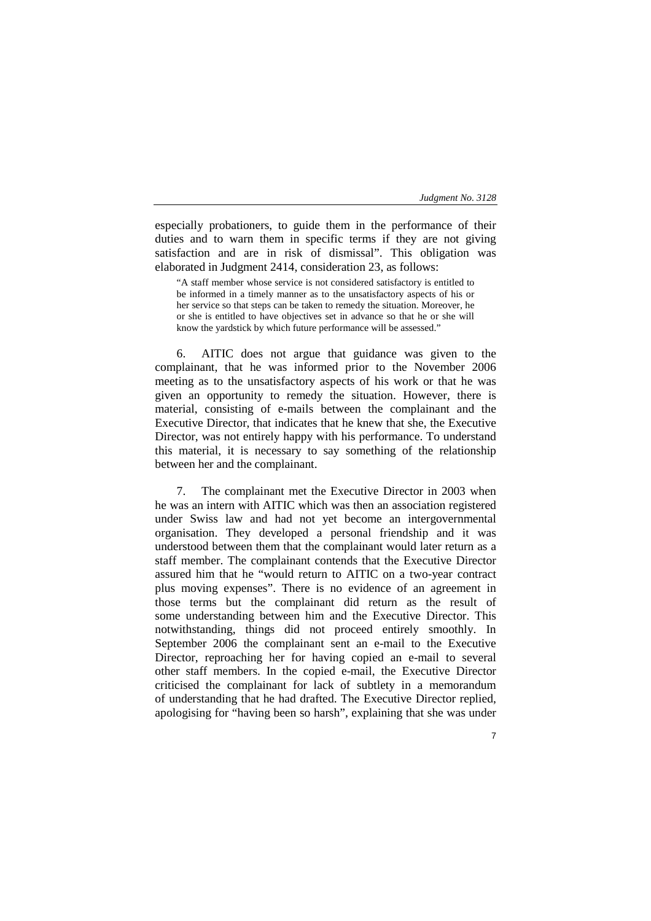especially probationers, to guide them in the performance of their duties and to warn them in specific terms if they are not giving satisfaction and are in risk of dismissal". This obligation was elaborated in Judgment 2414, consideration 23, as follows:

> "A staff member whose service is not considered satisfactory is entitled to be informed in a timely manner as to the unsatisfactory aspects of his or her service so that steps can be taken to remedy the situation. Moreover, he or she is entitled to have objectives set in advance so that he or she will know the yardstick by which future performance will be assessed."

6. AITIC does not argue that guidance was given to the complainant, that he was informed prior to the November 2006 meeting as to the unsatisfactory aspects of his work or that he was given an opportunity to remedy the situation. However, there is material, consisting of e-mails between the complainant and the Executive Director, that indicates that he knew that she, the Executive Director, was not entirely happy with his performance. To understand this material, it is necessary to say something of the relationship between her and the complainant.

7. The complainant met the Executive Director in 2003 when he was an intern with AITIC which was then an association registered under Swiss law and had not yet become an intergovernmental organisation. They developed a personal friendship and it was understood between them that the complainant would later return as a staff member. The complainant contends that the Executive Director assured him that he "would return to AITIC on a two-year contract plus moving expenses". There is no evidence of an agreement in those terms but the complainant did return as the result of some understanding between him and the Executive Director. This notwithstanding, things did not proceed entirely smoothly. In September 2006 the complainant sent an e-mail to the Executive Director, reproaching her for having copied an e-mail to several other staff members. In the copied e-mail, the Executive Director criticised the complainant for lack of subtlety in a memorandum of understanding that he had drafted. The Executive Director replied, apologising for "having been so harsh", explaining that she was under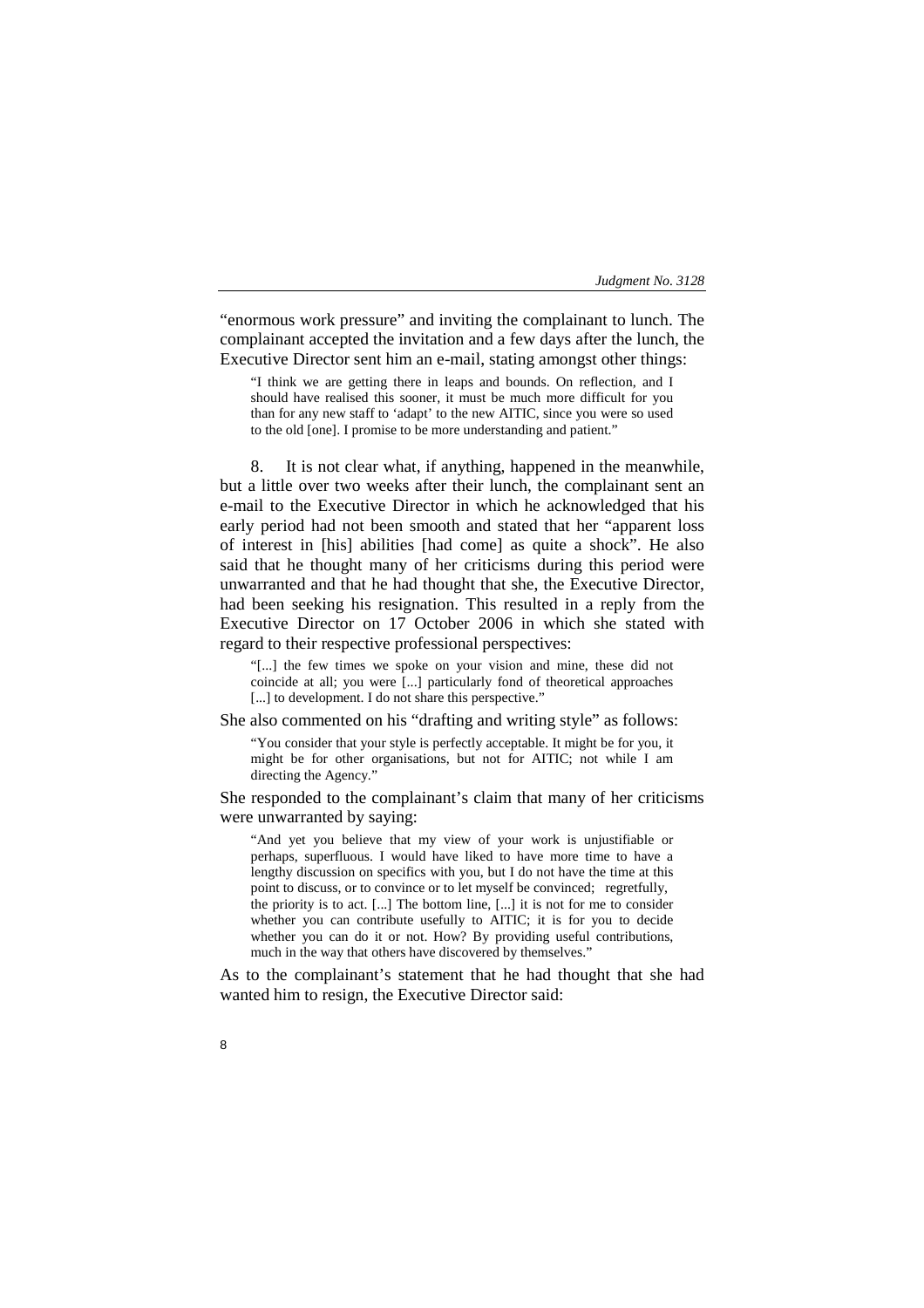"enormous work pressure" and inviting the complainant to lunch. The complainant accepted the invitation and a few days after the lunch, the Executive Director sent him an e-mail, stating amongst other things:

> "I think we are getting there in leaps and bounds. On reflection, and I should have realised this sooner, it must be much more difficult for you than for any new staff to 'adapt' to the new AITIC, since you were so used to the old [one]. I promise to be more understanding and patient."

8. It is not clear what, if anything, happened in the meanwhile, but a little over two weeks after their lunch, the complainant sent an e-mail to the Executive Director in which he acknowledged that his early period had not been smooth and stated that her "apparent loss of interest in [his] abilities [had come] as quite a shock". He also said that he thought many of her criticisms during this period were unwarranted and that he had thought that she, the Executive Director, had been seeking his resignation. This resulted in a reply from the Executive Director on 17 October 2006 in which she stated with regard to their respective professional perspectives:

> "[...] the few times we spoke on your vision and mine, these did not coincide at all; you were [...] particularly fond of theoretical approaches [...] to development. I do not share this perspective."

She also commented on his "drafting and writing style" as follows:

> "You consider that your style is perfectly acceptable. It might be for you, it might be for other organisations, but not for AITIC; not while I am directing the Agency."

She responded to the complainant's claim that many of her criticisms were unwarranted by saying:

> "And yet you believe that my view of your work is unjustifiable or perhaps, superfluous. I would have liked to have more time to have a lengthy discussion on specifics with you, but I do not have the time at this point to discuss, or to convince or to let myself be convinced; regretfully, the priority is to act. [...] The bottom line, [...] it is not for me to consider whether you can contribute usefully to AITIC; it is for you to decide whether you can do it or not. How? By providing useful contributions, much in the way that others have discovered by themselves."

As to the complainant's statement that he had thought that she had wanted him to resign, the Executive Director said: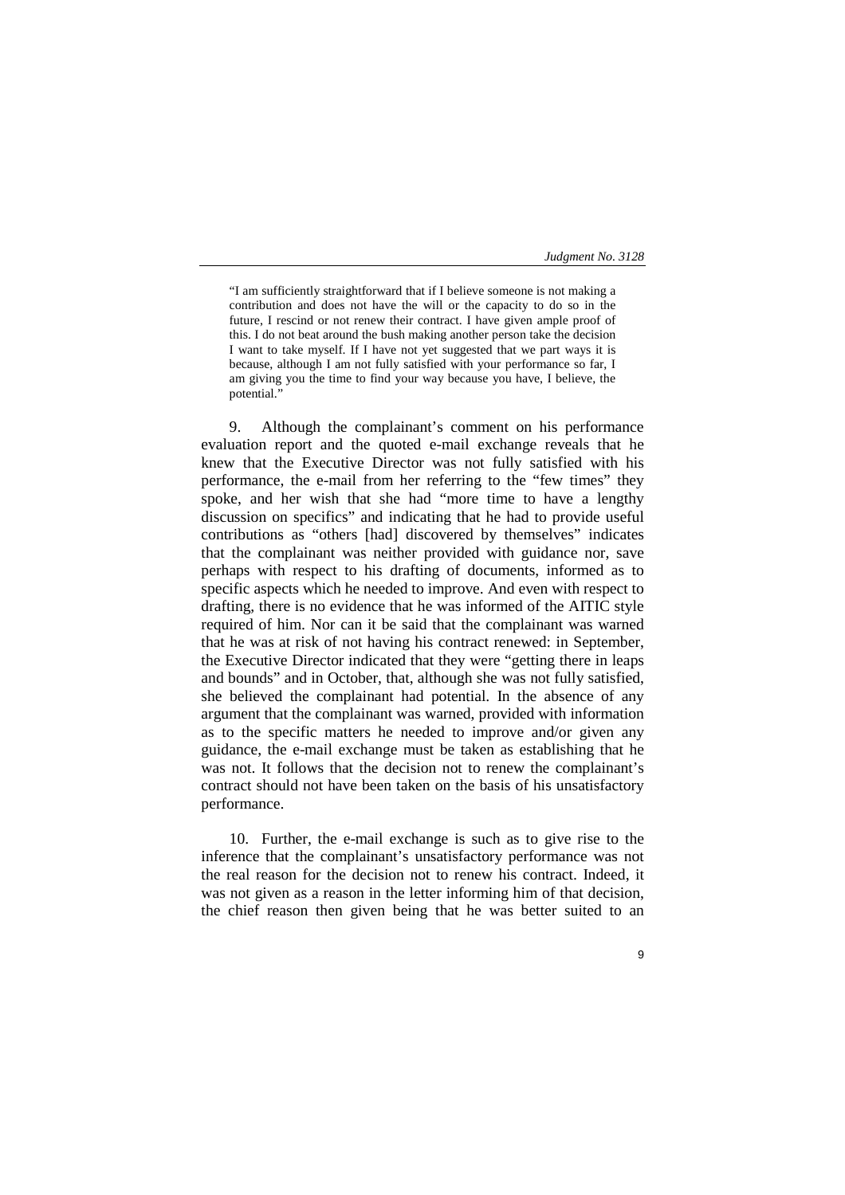> "I am sufficiently straightforward that if I believe someone is not making a contribution and does not have the will or the capacity to do so in the future, I rescind or not renew their contract. I have given ample proof of this. I do not beat around the bush making another person take the decision I want to take myself. If I have not yet suggested that we part ways it is because, although I am not fully satisfied with your performance so far, I am giving you the time to find your way because you have, I believe, the potential."

9. Although the complainant's comment on his performance evaluation report and the quoted e-mail exchange reveals that he knew that the Executive Director was not fully satisfied with his performance, the e-mail from her referring to the "few times" they spoke, and her wish that she had "more time to have a lengthy discussion on specifics" and indicating that he had to provide useful contributions as "others [had] discovered by themselves" indicates that the complainant was neither provided with guidance nor, save perhaps with respect to his drafting of documents, informed as to specific aspects which he needed to improve. And even with respect to drafting, there is no evidence that he was informed of the AITIC style required of him. Nor can it be said that the complainant was warned that he was at risk of not having his contract renewed: in September, the Executive Director indicated that they were "getting there in leaps and bounds" and in October, that, although she was not fully satisfied, she believed the complainant had potential. In the absence of any argument that the complainant was warned, provided with information as to the specific matters he needed to improve and/or given any guidance, the e-mail exchange must be taken as establishing that he was not. It follows that the decision not to renew the complainant's contract should not have been taken on the basis of his unsatisfactory performance.

10. Further, the e-mail exchange is such as to give rise to the inference that the complainant's unsatisfactory performance was not the real reason for the decision not to renew his contract. Indeed, it was not given as a reason in the letter informing him of that decision, the chief reason then given being that he was better suited to an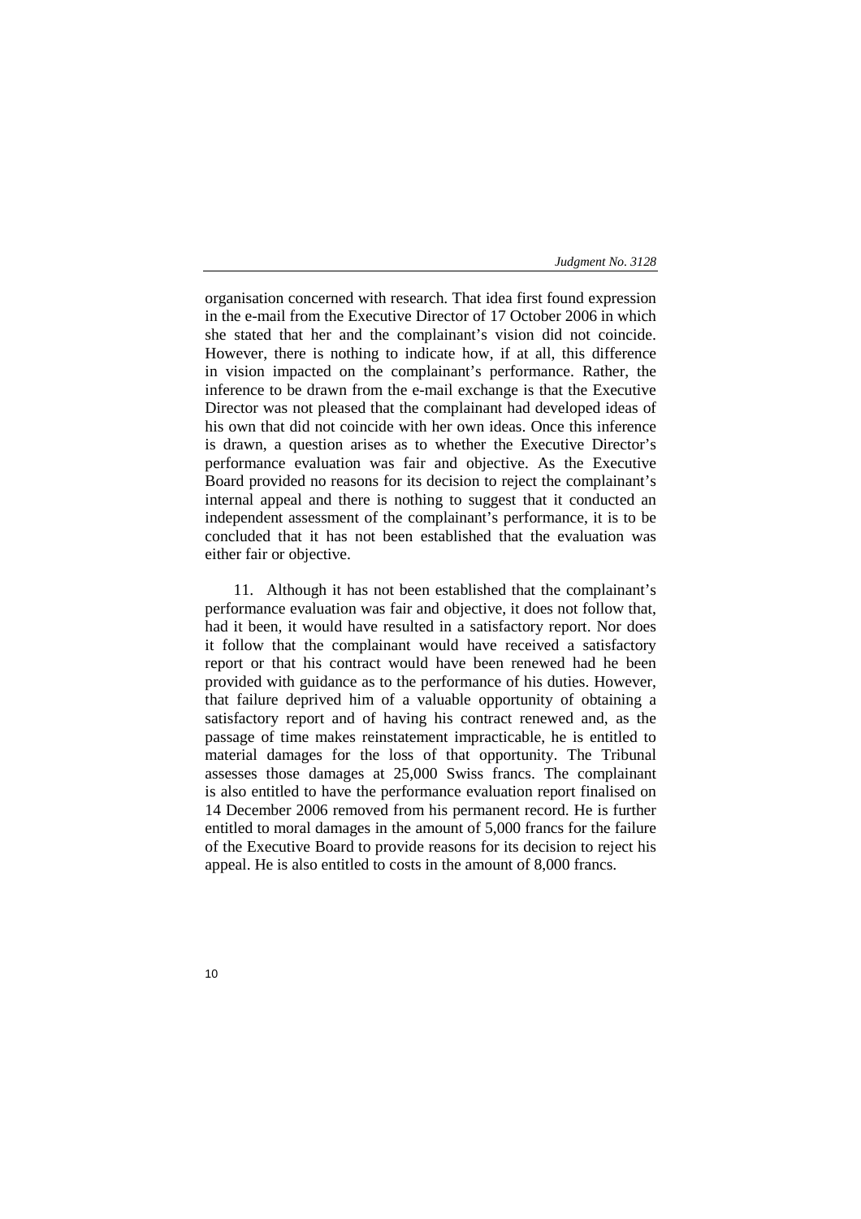organisation concerned with research. That idea first found expression in the e-mail from the Executive Director of 17 October 2006 in which she stated that her and the complainant's vision did not coincide. However, there is nothing to indicate how, if at all, this difference in vision impacted on the complainant's performance. Rather, the inference to be drawn from the e-mail exchange is that the Executive Director was not pleased that the complainant had developed ideas of his own that did not coincide with her own ideas. Once this inference is drawn, a question arises as to whether the Executive Director's performance evaluation was fair and objective. As the Executive Board provided no reasons for its decision to reject the complainant's internal appeal and there is nothing to suggest that it conducted an independent assessment of the complainant's performance, it is to be concluded that it has not been established that the evaluation was either fair or objective.

11. Although it has not been established that the complainant's performance evaluation was fair and objective, it does not follow that, had it been, it would have resulted in a satisfactory report. Nor does it follow that the complainant would have received a satisfactory report or that his contract would have been renewed had he been provided with guidance as to the performance of his duties. However, that failure deprived him of a valuable opportunity of obtaining a satisfactory report and of having his contract renewed and, as the passage of time makes reinstatement impracticable, he is entitled to material damages for the loss of that opportunity. The Tribunal assesses those damages at 25,000 Swiss francs. The complainant is also entitled to have the performance evaluation report finalised on 14 December 2006 removed from his permanent record. He is further entitled to moral damages in the amount of 5,000 francs for the failure of the Executive Board to provide reasons for its decision to reject his appeal. He is also entitled to costs in the amount of 8,000 francs.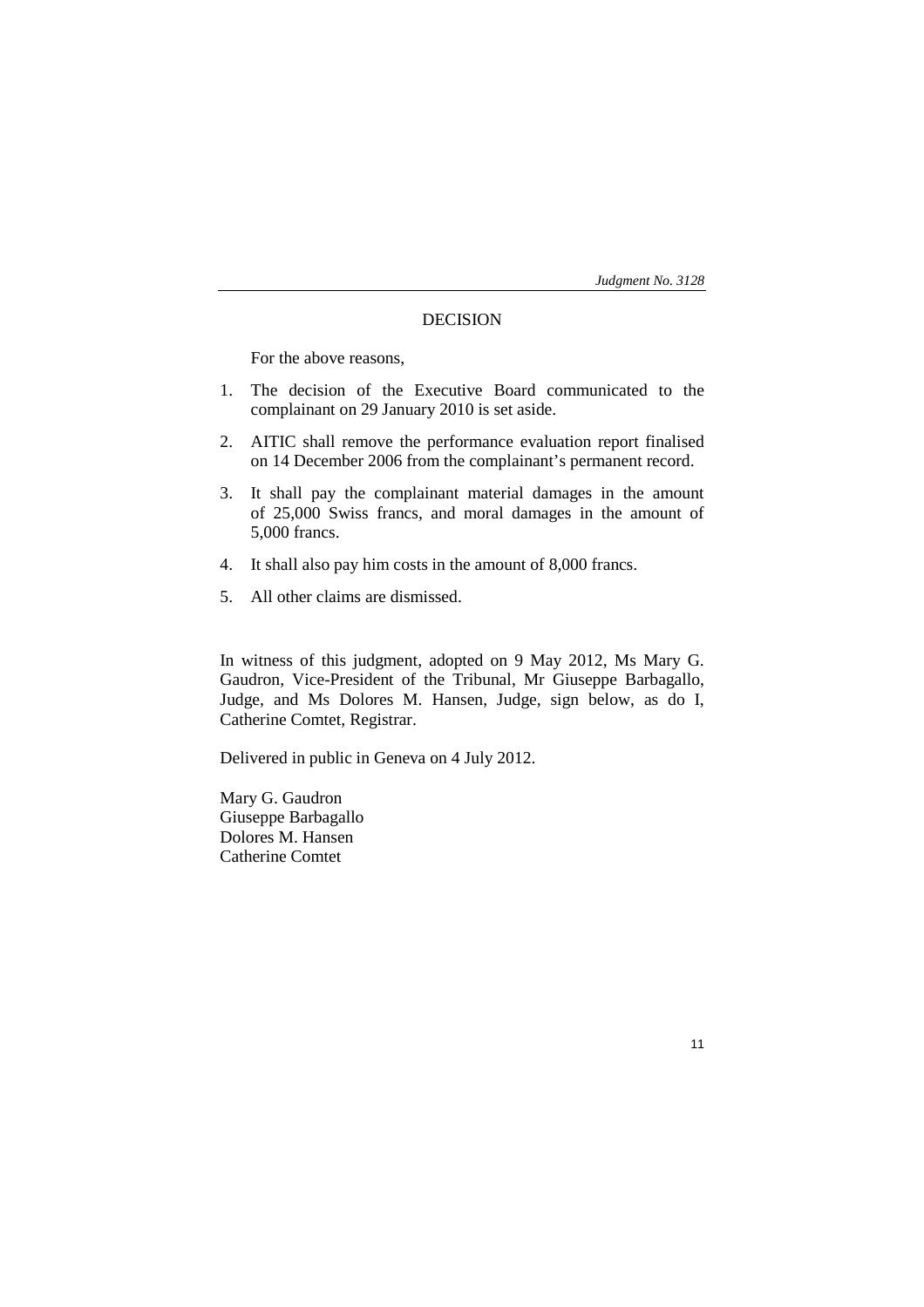## DECISION

For the above reasons,

1. The decision of the Executive Board communicated to the complainant on 29 January 2010 is set aside.
2. AITIC shall remove the performance evaluation report finalised on 14 December 2006 from the complainant's permanent record.
3. It shall pay the complainant material damages in the amount of 25,000 Swiss francs, and moral damages in the amount of 5,000 francs.
4. It shall also pay him costs in the amount of 8,000 francs.
5. All other claims are dismissed.

In witness of this judgment, adopted on 9 May 2012, Ms Mary G. Gaudron, Vice-President of the Tribunal, Mr Giuseppe Barbagallo, Judge, and Ms Dolores M. Hansen, Judge, sign below, as do I, Catherine Comtet, Registrar.

Delivered in public in Geneva on 4 July 2012.

Mary G. Gaudron
Giuseppe Barbagallo
Dolores M. Hansen
Catherine Comtet